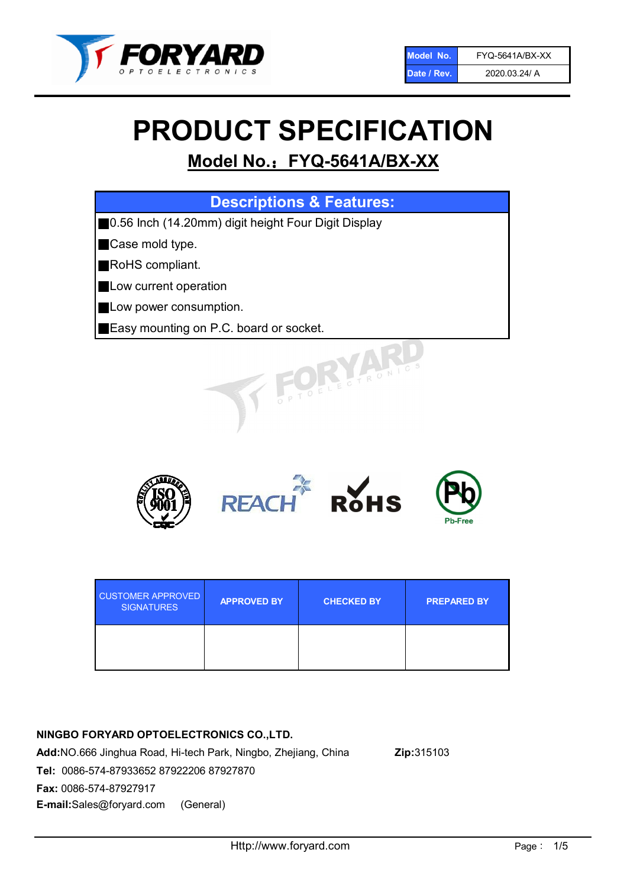| Model No. | FYQ-5641A/BX-XX |
| --- | --- |
| Date / Rev. | 2020.03.24/ A |

# PRODUCT SPECIFICATION

## Model No.：FYQ-5641A/BX-XX

| Descriptions & Features: |
| --- |
| ■0.56 Inch (14.20mm) digit height Four Digit Display |
| ■Case mold type. |
| ■RoHS compliant. |
| ■Low current operation |
| ■Low power consumption. |
| ■Easy mounting on P.C. board or socket. |

| CUSTOMER APPROVED SIGNATURES | APPROVED BY | CHECKED BY | PREPARED BY |
| --- | --- | --- | --- |
| | | | |

**NINGBO FORYARD OPTOELECTRONICS CO.,LTD.**

**Add:**NO.666 Jinghua Road, Hi-tech Park, Ningbo, Zhejiang, China **Zip:**315103

**Tel:** 0086-574-87933652 87922206 87927870

**Fax:** 0086-574-87927917

**E-mail:**Sales@foryard.com (General)

Http://www.foryard.com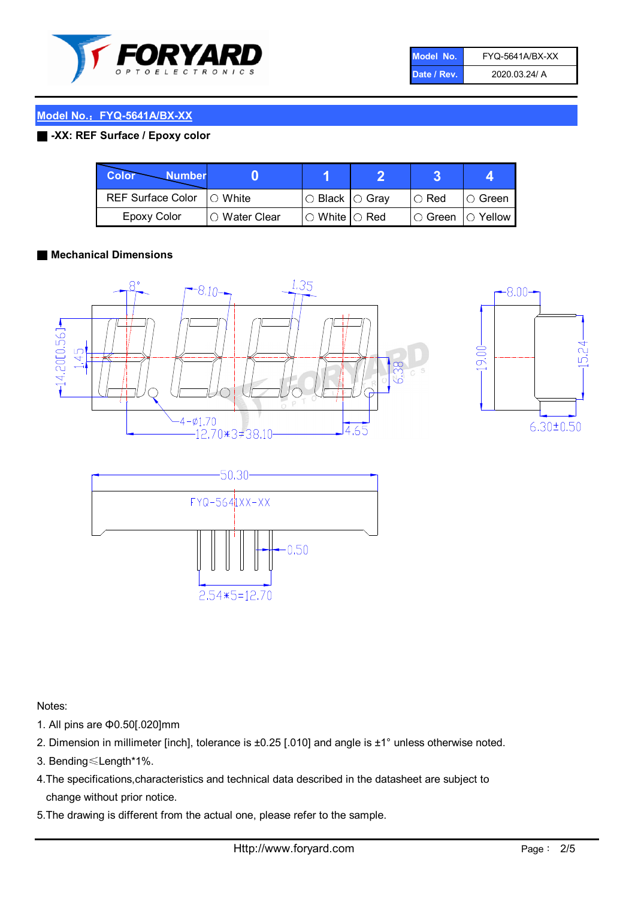## Model No.：FYQ-5641A/BX-XX

■ **-XX: REF Surface / Epoxy color**

| Color / Number | 0 | 1 | 2 | 3 | 4 |
|---|---|---|---|---|---|
| REF Surface Color | ○ White | ○ Black | ○ Gray | ○ Red | ○ Green |
| Epoxy Color | ○ Water Clear | ○ White | ○ Red | ○ Green | ○ Yellow |

■ **Mechanical Dimensions**

Notes:

1. All pins are Φ0.50[.020]mm
2. Dimension in millimeter [inch], tolerance is ±0.25 [.010] and angle is ±1° unless otherwise noted.
3. Bending≤Length*1%.
4. The specifications,characteristics and technical data described in the datasheet are subject to change without prior notice.
5. The drawing is different from the actual one, please refer to the sample.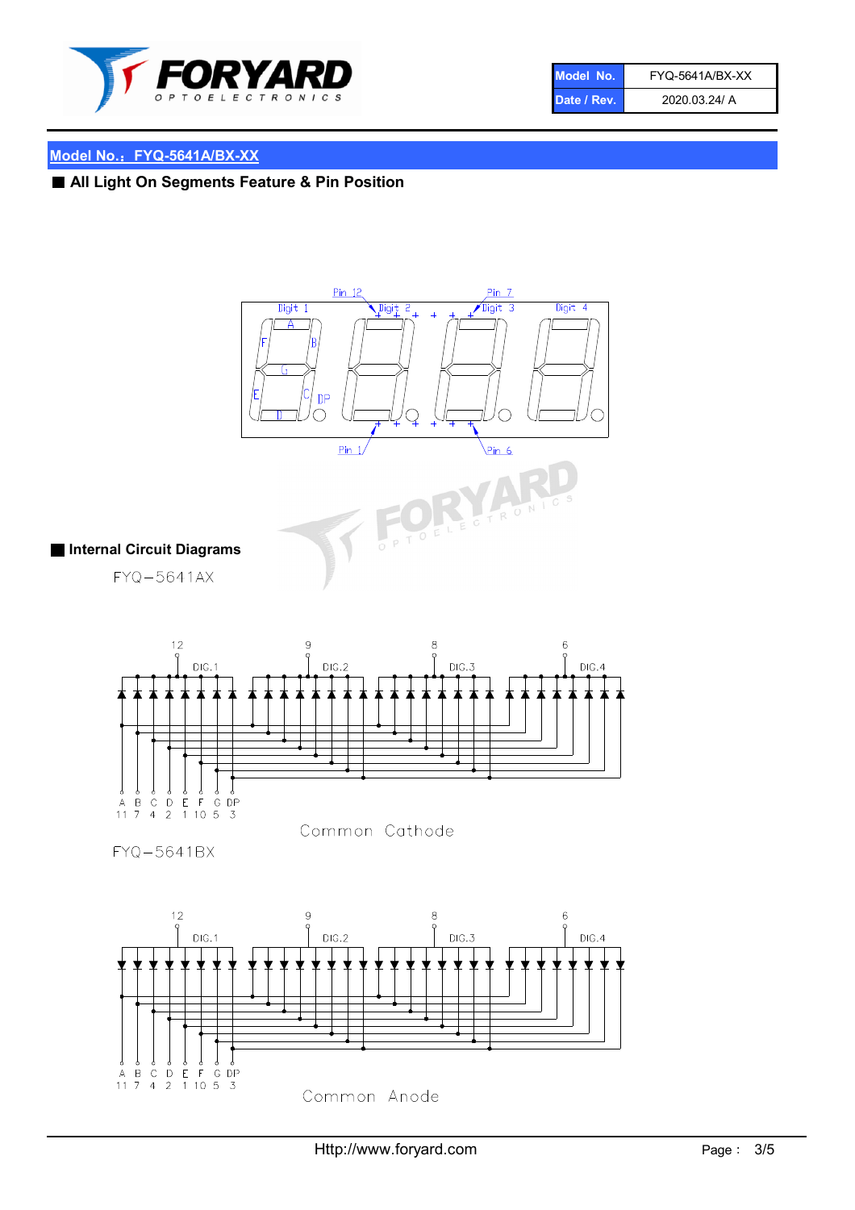## Model No.：FYQ-5641A/BX-XX

### ■ All Light On Segments Feature & Pin Position

### ■ Internal Circuit Diagrams

FYQ−5641AX

Common Cathode

FYQ−5641BX

Common Anode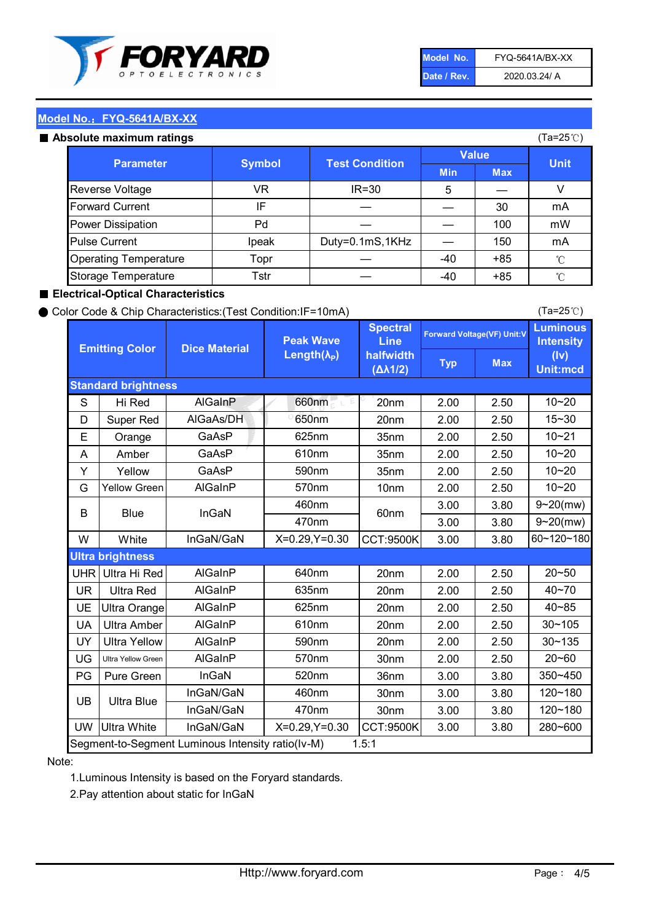| Model No. | FYQ-5641A/BX-XX |
|---|---|
| Date / Rev. | 2020.03.24/ A |

## Model No.：FYQ-5641A/BX-XX

### ■ Absolute maximum ratings

(Ta=25℃)

| Parameter | Symbol | Test Condition | Value | | Unit |
|---|---|---|---|---|---|
| | | | Min | Max | |
| Reverse Voltage | VR | IR=30 | 5 | — | V |
| Forward Current | IF | — | — | 30 | mA |
| Power Dissipation | Pd | — | — | 100 | mW |
| Pulse Current | Ipeak | Duty=0.1mS,1KHz | — | 150 | mA |
| Operating Temperature | Topr | — | -40 | +85 | ℃ |
| Storage Temperature | Tstr | — | -40 | +85 | ℃ |

### ■ Electrical-Optical Characteristics

● Color Code & Chip Characteristics:(Test Condition:IF=10mA)

(Ta=25℃)

| Emitting Color | | Dice Material | Peak Wave Length($\lambda_P$) | Spectral Line halfwidth ($\Delta\lambda1/2$) | Forward Voltage(VF) Unit:V | | Luminous Intensity (Iv) Unit:mcd |
|---|---|---|---|---|---|---|---|
| | | | | | Typ | Max | |
| **Standard brightness** | | | | | | | |
| S | Hi Red | AlGaInP | 660nm | 20nm | 2.00 | 2.50 | 10~20 |
| D | Super Red | AlGaAs/DH | 650nm | 20nm | 2.00 | 2.50 | 15~30 |
| E | Orange | GaAsP | 625nm | 35nm | 2.00 | 2.50 | 10~21 |
| A | Amber | GaAsP | 610nm | 35nm | 2.00 | 2.50 | 10~20 |
| Y | Yellow | GaAsP | 590nm | 35nm | 2.00 | 2.50 | 10~20 |
| G | Yellow Green | AlGaInP | 570nm | 10nm | 2.00 | 2.50 | 10~20 |
| B | Blue | InGaN | 460nm | 60nm | 3.00 | 3.80 | 9~20(mw) |
| | | | 470nm | | 3.00 | 3.80 | 9~20(mw) |
| W | White | InGaN/GaN | X=0.29,Y=0.30 | CCT:9500K | 3.00 | 3.80 | 60~120~180 |
| **Ultra brightness** | | | | | | | |
| UHR | Ultra Hi Red | AlGaInP | 640nm | 20nm | 2.00 | 2.50 | 20~50 |
| UR | Ultra Red | AlGaInP | 635nm | 20nm | 2.00 | 2.50 | 40~70 |
| UE | Ultra Orange | AlGaInP | 625nm | 20nm | 2.00 | 2.50 | 40~85 |
| UA | Ultra Amber | AlGaInP | 610nm | 20nm | 2.00 | 2.50 | 30~105 |
| UY | Ultra Yellow | AlGaInP | 590nm | 20nm | 2.00 | 2.50 | 30~135 |
| UG | Ultra Yellow Green | AlGaInP | 570nm | 30nm | 2.00 | 2.50 | 20~60 |
| PG | Pure Green | InGaN | 520nm | 36nm | 3.00 | 3.80 | 350~450 |
| UB | Ultra Blue | InGaN/GaN | 460nm | 30nm | 3.00 | 3.80 | 120~180 |
| | | InGaN/GaN | 470nm | 30nm | 3.00 | 3.80 | 120~180 |
| UW | Ultra White | InGaN/GaN | X=0.29,Y=0.30 | CCT:9500K | 3.00 | 3.80 | 280~600 |
| Segment-to-Segment Luminous Intensity ratio(Iv-M) | | | | 1.5:1 | | | |

Note:

1.Luminous Intensity is based on the Foryard standards.

2.Pay attention about static for InGaN

Http://www.foryard.com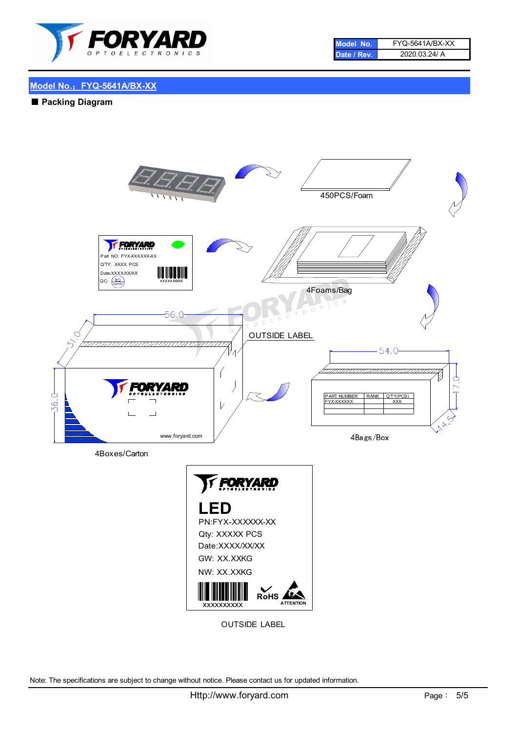| Model No. | FYQ-5641A/BX-XX |
| --- | --- |
| Date / Rev. | 2020.03.24/ A |

## Model No.：FYQ-5641A/BX-XX

### ■ Packing Diagram

450PCS/Foam

Part NO: FYX-XXXXXXX-XX
Q'TY: XXXX PCS
Date:XXXX/XX/XX
QC: PASSED
XXXXXXXXXX

4Foams/Bag

56.0
31.0
36.0

OUTSIDE LABEL

www.foryard.com

4Boxes/Carton

54.0
17.0
14.5

| PART NUMBER | RANK | Q'TY(PCS) |
| --- | --- | --- |
| FYX-XXXXXX | | XXX |
| | | |
| | | |

4Bags/Box

FORYARD OPTOELECTRONICS

**LED**

PN:FYX-XXXXXX-XX
Qty: XXXXX PCS
Date:XXXX/XX/XX
GW: XX.XXKG
NW: XX.XXKG
XXXXXXXXXX
RoHS
ATTENTION

OUTSIDE LABEL

Note: The specifications are subject to change without notice. Please contact us for updated information.